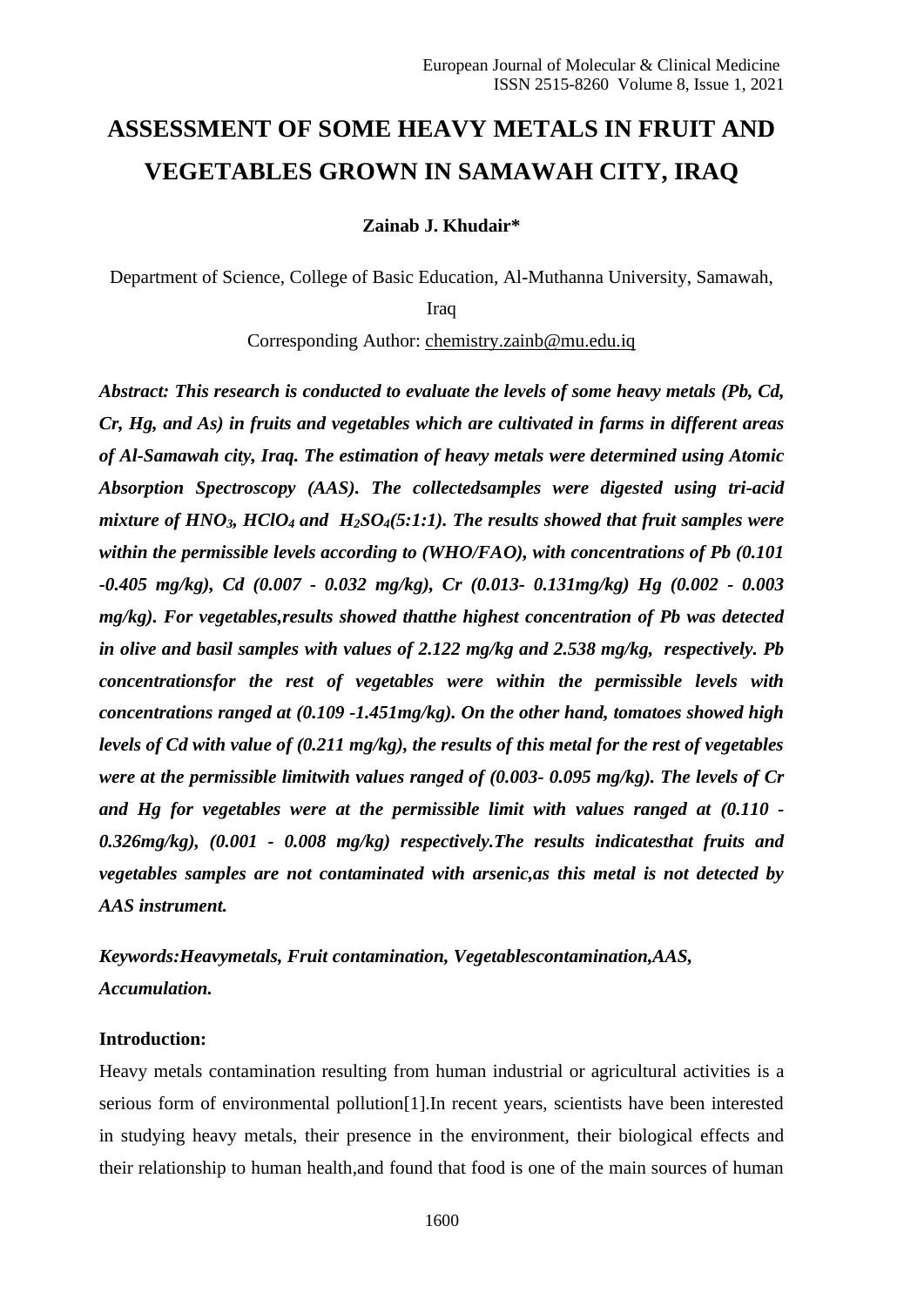# ASSESSMENT OF SOME HEAVY METALS IN FRUIT AND VEGETABLES GROWN IN SAMAWAH CITY, IRAQ

**Zainab J. Khudair***

Department of Science, College of Basic Education, Al-Muthanna University, Samawah, Iraq

Corresponding Author: chemistry.zainb@mu.edu.iq

***Abstract: This research is conducted to evaluate the levels of some heavy metals (Pb, Cd, Cr, Hg, and As) in fruits and vegetables which are cultivated in farms in different areas of Al-Samawah city, Iraq. The estimation of heavy metals were determined using Atomic Absorption Spectroscopy (AAS). The collectedsamples were digested using tri-acid mixture of $HNO_3$, $HClO_4$ and $H_2SO_4$(5:1:1). The results showed that fruit samples were within the permissible levels according to (WHO/FAO), with concentrations of Pb (0.101 -0.405 mg/kg), Cd (0.007 - 0.032 mg/kg), Cr (0.013- 0.131mg/kg) Hg (0.002 - 0.003 mg/kg). For vegetables,results showed thatthe highest concentration of Pb was detected in olive and basil samples with values of 2.122 mg/kg and 2.538 mg/kg, respectively. Pb concentrationsfor the rest of vegetables were within the permissible levels with concentrations ranged at (0.109 -1.451mg/kg). On the other hand, tomatoes showed high levels of Cd with value of (0.211 mg/kg), the results of this metal for the rest of vegetables were at the permissible limitwith values ranged of (0.003- 0.095 mg/kg). The levels of Cr and Hg for vegetables were at the permissible limit with values ranged at (0.110 - 0.326mg/kg), (0.001 - 0.008 mg/kg) respectively.The results indicatesthat fruits and vegetables samples are not contaminated with arsenic,as this metal is not detected by AAS instrument.***

***Keywords:Heavymetals, Fruit contamination, Vegetablescontamination,AAS, Accumulation.***

**Introduction:**

Heavy metals contamination resulting from human industrial or agricultural activities is a serious form of environmental pollution[1].In recent years, scientists have been interested in studying heavy metals, their presence in the environment, their biological effects and their relationship to human health,and found that food is one of the main sources of human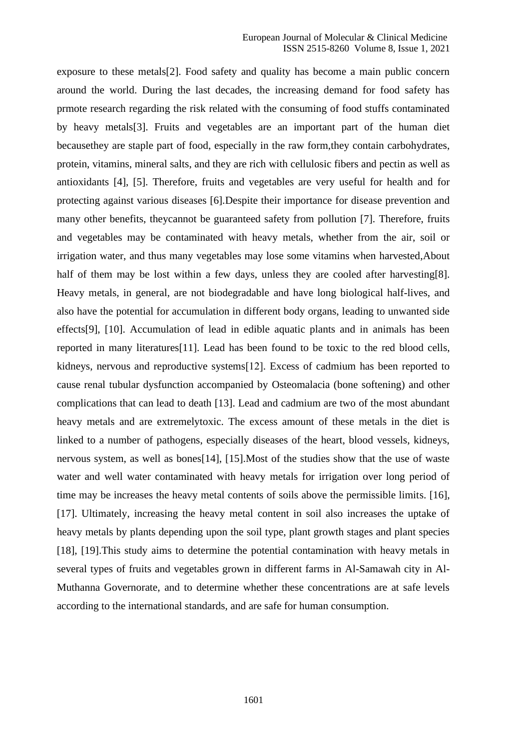exposure to these metals[2]. Food safety and quality has become a main public concern around the world. During the last decades, the increasing demand for food safety has prmote research regarding the risk related with the consuming of food stuffs contaminated by heavy metals[3]. Fruits and vegetables are an important part of the human diet becausethey are staple part of food, especially in the raw form,they contain carbohydrates, protein, vitamins, mineral salts, and they are rich with cellulosic fibers and pectin as well as antioxidants [4], [5]. Therefore, fruits and vegetables are very useful for health and for protecting against various diseases [6].Despite their importance for disease prevention and many other benefits, theycannot be guaranteed safety from pollution [7]. Therefore, fruits and vegetables may be contaminated with heavy metals, whether from the air, soil or irrigation water, and thus many vegetables may lose some vitamins when harvested,About half of them may be lost within a few days, unless they are cooled after harvesting[8]. Heavy metals, in general, are not biodegradable and have long biological half-lives, and also have the potential for accumulation in different body organs, leading to unwanted side effects[9], [10]. Accumulation of lead in edible aquatic plants and in animals has been reported in many literatures[11]. Lead has been found to be toxic to the red blood cells, kidneys, nervous and reproductive systems[12]. Excess of cadmium has been reported to cause renal tubular dysfunction accompanied by Osteomalacia (bone softening) and other complications that can lead to death [13]. Lead and cadmium are two of the most abundant heavy metals and are extremelytoxic. The excess amount of these metals in the diet is linked to a number of pathogens, especially diseases of the heart, blood vessels, kidneys, nervous system, as well as bones[14], [15].Most of the studies show that the use of waste water and well water contaminated with heavy metals for irrigation over long period of time may be increases the heavy metal contents of soils above the permissible limits. [16], [17]. Ultimately, increasing the heavy metal content in soil also increases the uptake of heavy metals by plants depending upon the soil type, plant growth stages and plant species [18], [19].This study aims to determine the potential contamination with heavy metals in several types of fruits and vegetables grown in different farms in Al-Samawah city in Al-Muthanna Governorate, and to determine whether these concentrations are at safe levels according to the international standards, and are safe for human consumption.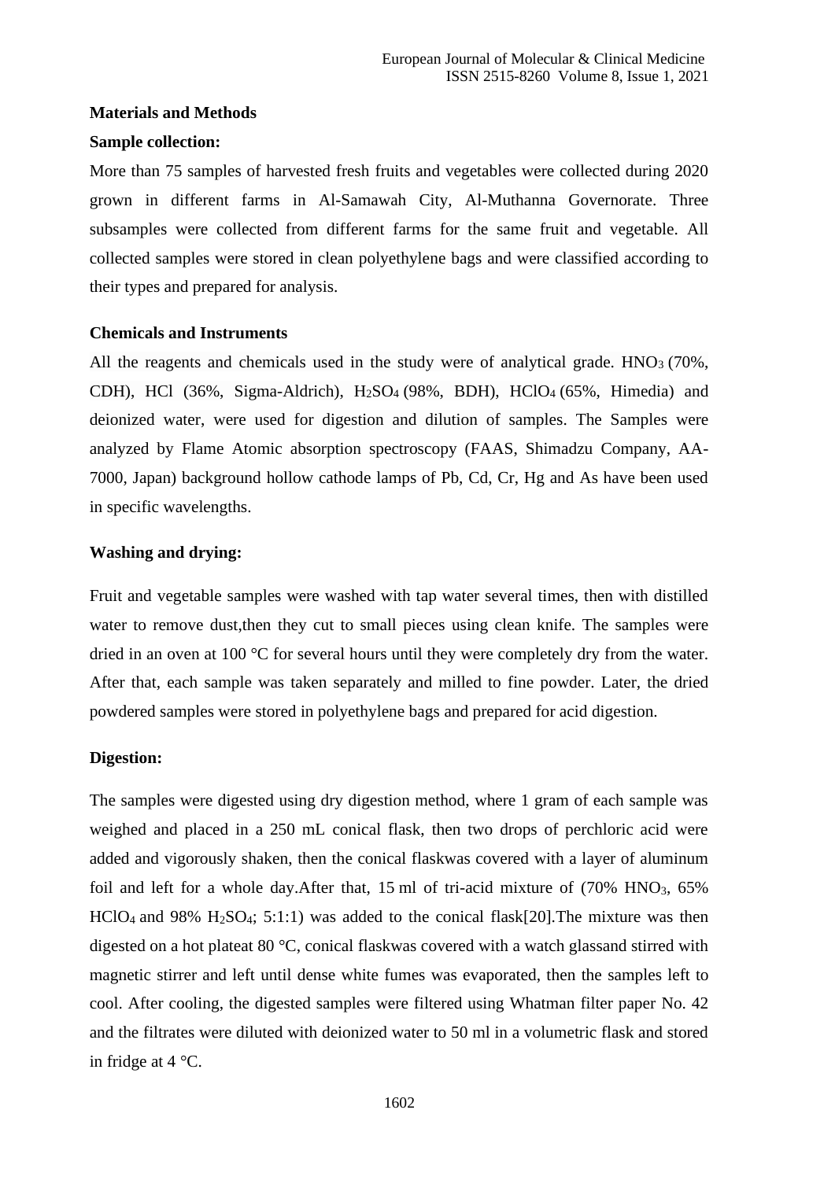**Materials and Methods**

**Sample collection:**

More than 75 samples of harvested fresh fruits and vegetables were collected during 2020 grown in different farms in Al-Samawah City, Al-Muthanna Governorate. Three subsamples were collected from different farms for the same fruit and vegetable. All collected samples were stored in clean polyethylene bags and were classified according to their types and prepared for analysis.

**Chemicals and Instruments**

All the reagents and chemicals used in the study were of analytical grade. $HNO_3$ (70%, CDH), HCl (36%, Sigma-Aldrich), $H_2SO_4$ (98%, BDH), $HClO_4$ (65%, Himedia) and deionized water, were used for digestion and dilution of samples. The Samples were analyzed by Flame Atomic absorption spectroscopy (FAAS, Shimadzu Company, AA-7000, Japan) background hollow cathode lamps of Pb, Cd, Cr, Hg and As have been used in specific wavelengths.

**Washing and drying:**

Fruit and vegetable samples were washed with tap water several times, then with distilled water to remove dust,then they cut to small pieces using clean knife. The samples were dried in an oven at 100 °C for several hours until they were completely dry from the water. After that, each sample was taken separately and milled to fine powder. Later, the dried powdered samples were stored in polyethylene bags and prepared for acid digestion.

**Digestion:**

The samples were digested using dry digestion method, where 1 gram of each sample was weighed and placed in a 250 mL conical flask, then two drops of perchloric acid were added and vigorously shaken, then the conical flaskwas covered with a layer of aluminum foil and left for a whole day.After that, 15 ml of tri-acid mixture of (70% $HNO_3$, 65% $HClO_4$ and 98% $H_2SO_4$; 5:1:1) was added to the conical flask[20].The mixture was then digested on a hot plateat 80 °C, conical flaskwas covered with a watch glassand stirred with magnetic stirrer and left until dense white fumes was evaporated, then the samples left to cool. After cooling, the digested samples were filtered using Whatman filter paper No. 42 and the filtrates were diluted with deionized water to 50 ml in a volumetric flask and stored in fridge at 4 °C.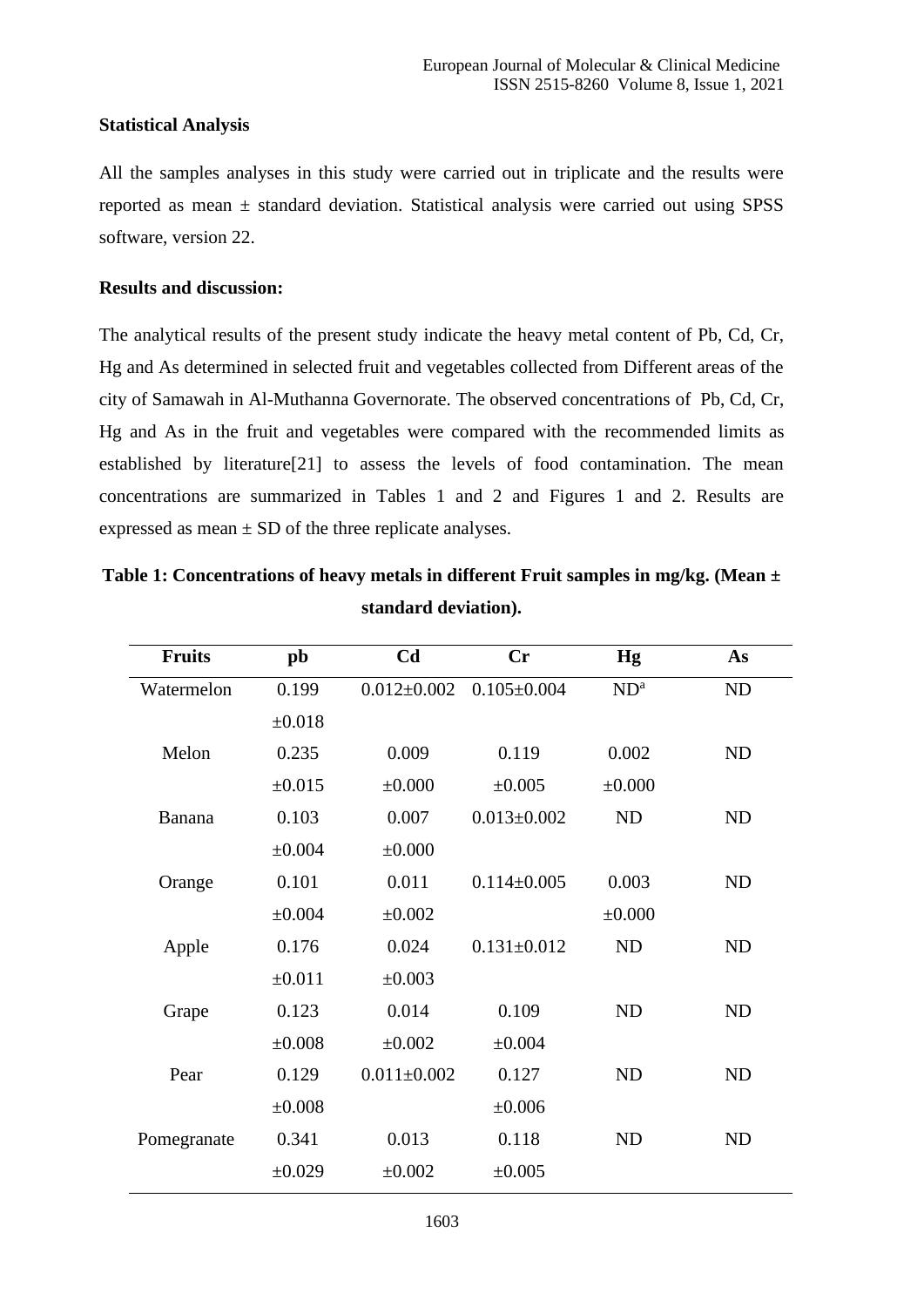**Statistical Analysis**

All the samples analyses in this study were carried out in triplicate and the results were reported as mean ± standard deviation. Statistical analysis were carried out using SPSS software, version 22.

**Results and discussion:**

The analytical results of the present study indicate the heavy metal content of Pb, Cd, Cr, Hg and As determined in selected fruit and vegetables collected from Different areas of the city of Samawah in Al-Muthanna Governorate. The observed concentrations of Pb, Cd, Cr, Hg and As in the fruit and vegetables were compared with the recommended limits as established by literature[21] to assess the levels of food contamination. The mean concentrations are summarized in Tables 1 and 2 and Figures 1 and 2. Results are expressed as mean ± SD of the three replicate analyses.

**Table 1: Concentrations of heavy metals in different Fruit samples in mg/kg. (Mean ± standard deviation).**

| Fruits | pb | Cd | Cr | Hg | As |
|---|---|---|---|---|---|
| Watermelon | 0.199 ±0.018 | 0.012±0.002 | 0.105±0.004 | ND[a] | ND |
| Melon | 0.235 ±0.015 | 0.009 ±0.000 | 0.119 ±0.005 | 0.002 ±0.000 | ND |
| Banana | 0.103 ±0.004 | 0.007 ±0.000 | 0.013±0.002 | ND | ND |
| Orange | 0.101 ±0.004 | 0.011 ±0.002 | 0.114±0.005 | 0.003 ±0.000 | ND |
| Apple | 0.176 ±0.011 | 0.024 ±0.003 | 0.131±0.012 | ND | ND |
| Grape | 0.123 ±0.008 | 0.014 ±0.002 | 0.109 ±0.004 | ND | ND |
| Pear | 0.129 ±0.008 | 0.011±0.002 | 0.127 ±0.006 | ND | ND |
| Pomegranate | 0.341 ±0.029 | 0.013 ±0.002 | 0.118 ±0.005 | ND | ND |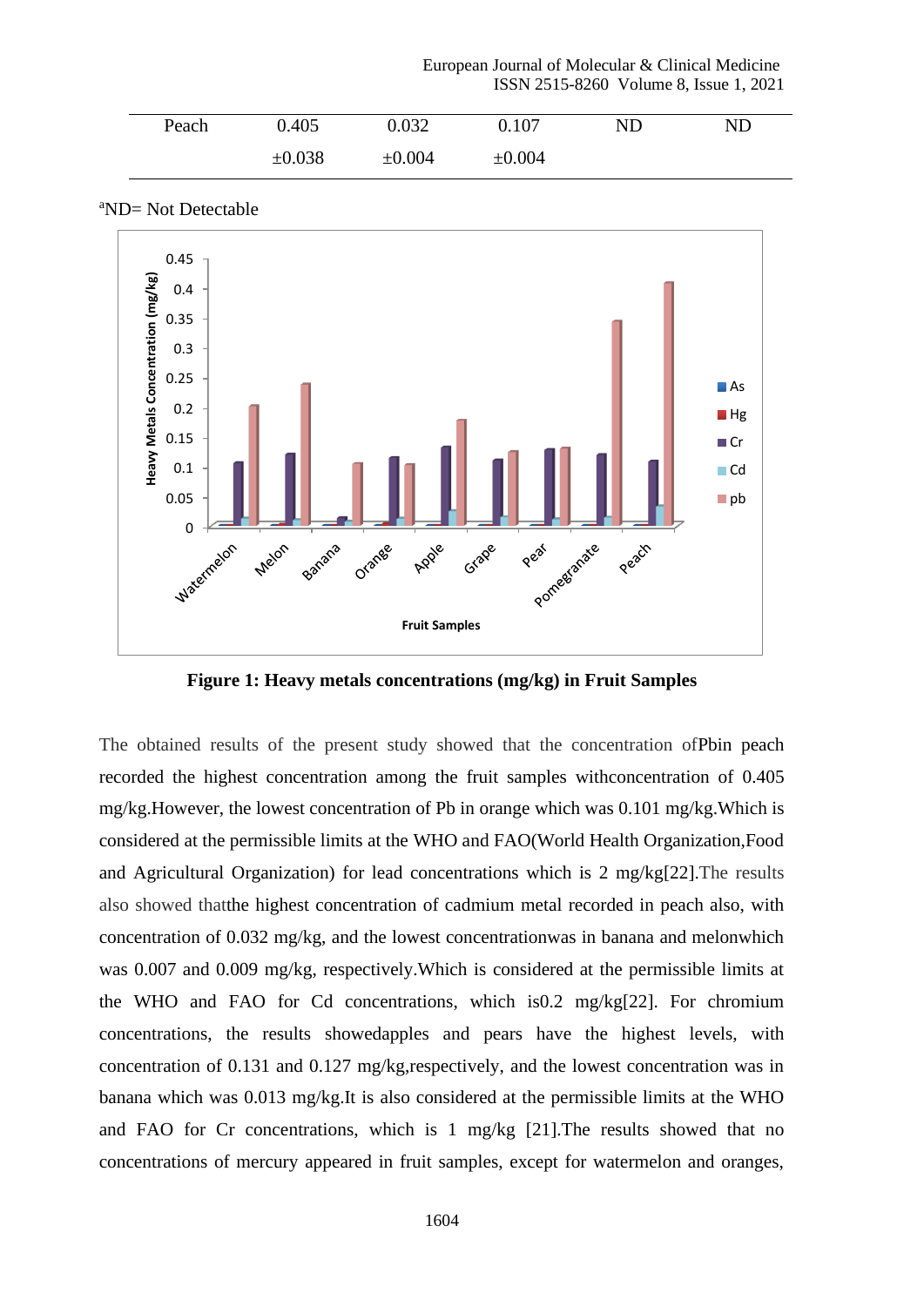| Peach | 0.405 ±0.038 | 0.032 ±0.004 | 0.107 ±0.004 | ND | ND |
|---|---|---|---|---|---|

[a]ND= Not Detectable

**Figure 1: Heavy metals concentrations (mg/kg) in Fruit Samples**

The obtained results of the present study showed that the concentration ofPbin peach recorded the highest concentration among the fruit samples withconcentration of 0.405 mg/kg.However, the lowest concentration of Pb in orange which was 0.101 mg/kg.Which is considered at the permissible limits at the WHO and FAO(World Health Organization,Food and Agricultural Organization) for lead concentrations which is 2 mg/kg[22].The results also showed thatthe highest concentration of cadmium metal recorded in peach also, with concentration of 0.032 mg/kg, and the lowest concentrationwas in banana and melonwhich was 0.007 and 0.009 mg/kg, respectively.Which is considered at the permissible limits at the WHO and FAO for Cd concentrations, which is0.2 mg/kg[22]. For chromium concentrations, the results showedapples and pears have the highest levels, with concentration of 0.131 and 0.127 mg/kg,respectively, and the lowest concentration was in banana which was 0.013 mg/kg.It is also considered at the permissible limits at the WHO and FAO for Cr concentrations, which is 1 mg/kg [21].The results showed that no concentrations of mercury appeared in fruit samples, except for watermelon and oranges,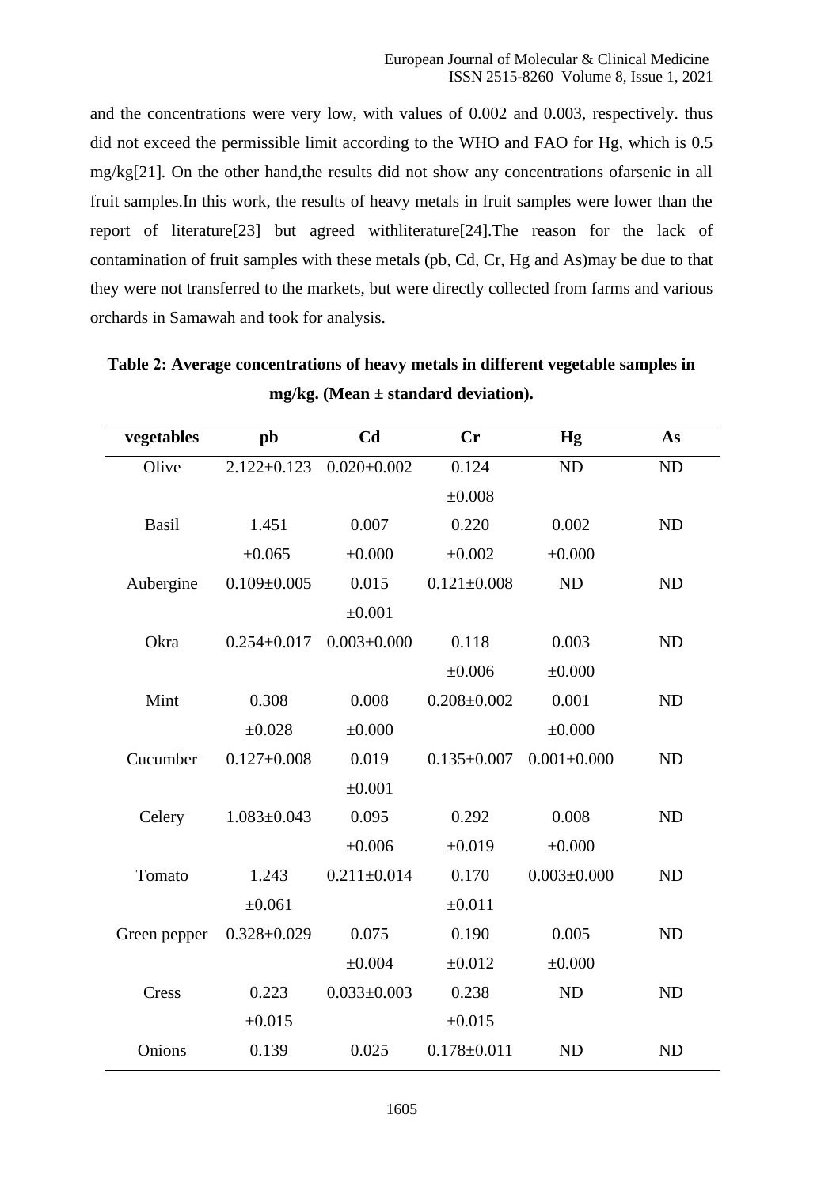and the concentrations were very low, with values of 0.002 and 0.003, respectively. thus did not exceed the permissible limit according to the WHO and FAO for Hg, which is 0.5 mg/kg[21]. On the other hand,the results did not show any concentrations ofarsenic in all fruit samples.In this work, the results of heavy metals in fruit samples were lower than the report of literature[23] but agreed withliterature[24].The reason for the lack of contamination of fruit samples with these metals (pb, Cd, Cr, Hg and As)may be due to that they were not transferred to the markets, but were directly collected from farms and various orchards in Samawah and took for analysis.

**Table 2: Average concentrations of heavy metals in different vegetable samples in mg/kg. (Mean ± standard deviation).**

| vegetables | pb | Cd | Cr | Hg | As |
|---|---|---|---|---|---|
| Olive | 2.122±0.123 | 0.020±0.002 | 0.124 ±0.008 | ND | ND |
| Basil | 1.451 ±0.065 | 0.007 ±0.000 | 0.220 ±0.002 | 0.002 ±0.000 | ND |
| Aubergine | 0.109±0.005 | 0.015 ±0.001 | 0.121±0.008 | ND | ND |
| Okra | 0.254±0.017 | 0.003±0.000 | 0.118 ±0.006 | 0.003 ±0.000 | ND |
| Mint | 0.308 ±0.028 | 0.008 ±0.000 | 0.208±0.002 | 0.001 ±0.000 | ND |
| Cucumber | 0.127±0.008 | 0.019 ±0.001 | 0.135±0.007 | 0.001±0.000 | ND |
| Celery | 1.083±0.043 | 0.095 ±0.006 | 0.292 ±0.019 | 0.008 ±0.000 | ND |
| Tomato | 1.243 ±0.061 | 0.211±0.014 | 0.170 ±0.011 | 0.003±0.000 | ND |
| Green pepper | 0.328±0.029 | 0.075 ±0.004 | 0.190 ±0.012 | 0.005 ±0.000 | ND |
| Cress | 0.223 ±0.015 | 0.033±0.003 | 0.238 ±0.015 | ND | ND |
| Onions | 0.139 | 0.025 | 0.178±0.011 | ND | ND |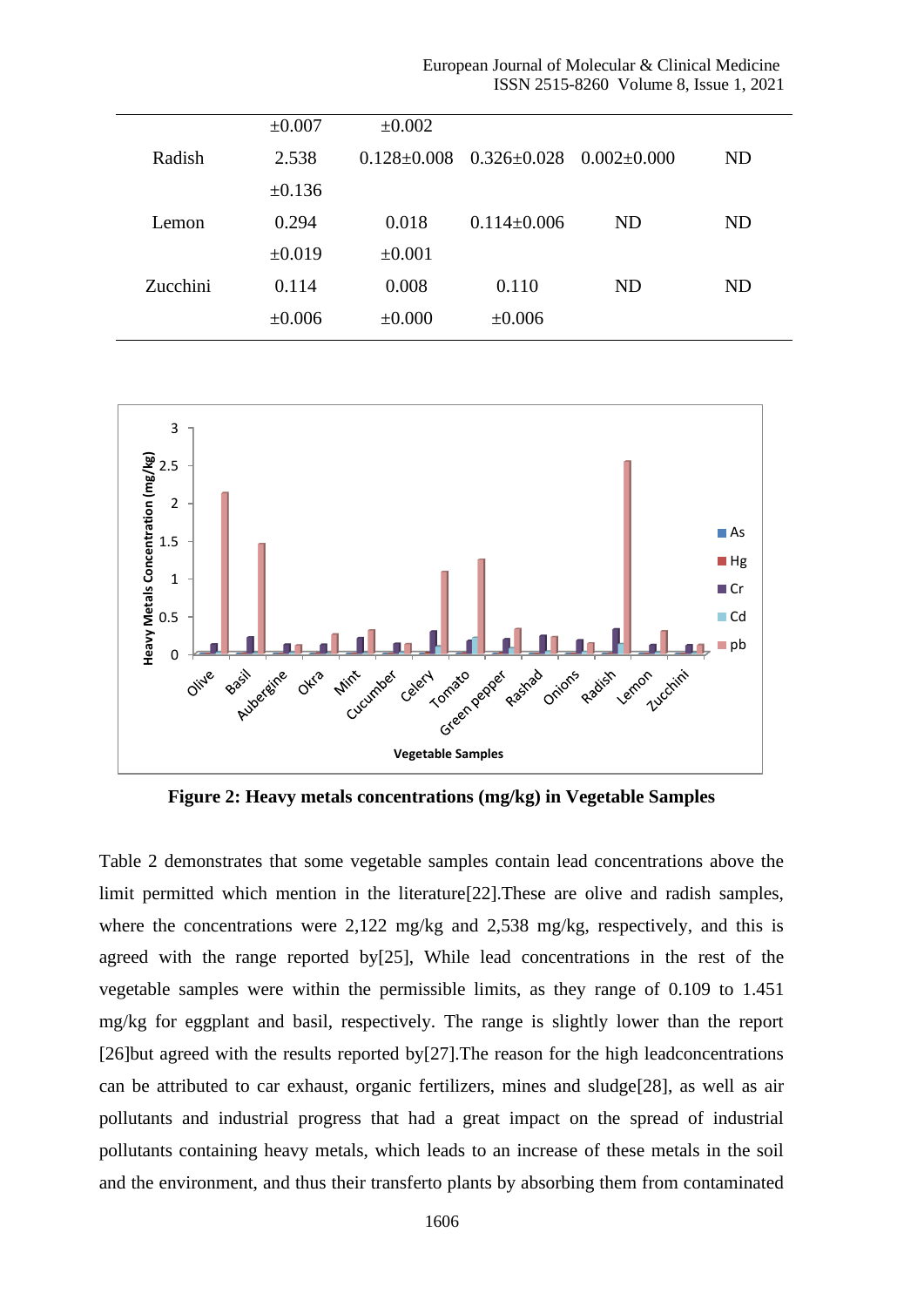| | | | | | |
|---|---|---|---|---|---|
| | ±0.007 | ±0.002 | | | |
| Radish | 2.538 ±0.136 | 0.128±0.008 | 0.326±0.028 | 0.002±0.000 | ND |
| Lemon | 0.294 ±0.019 | 0.018 ±0.001 | 0.114±0.006 | ND | ND |
| Zucchini | 0.114 ±0.006 | 0.008 ±0.000 | 0.110 ±0.006 | ND | ND |

**Figure 2: Heavy metals concentrations (mg/kg) in Vegetable Samples**

Table 2 demonstrates that some vegetable samples contain lead concentrations above the limit permitted which mention in the literature[22].These are olive and radish samples, where the concentrations were 2,122 mg/kg and 2,538 mg/kg, respectively, and this is agreed with the range reported by[25], While lead concentrations in the rest of the vegetable samples were within the permissible limits, as they range of 0.109 to 1.451 mg/kg for eggplant and basil, respectively. The range is slightly lower than the report [26]but agreed with the results reported by[27].The reason for the high leadconcentrations can be attributed to car exhaust, organic fertilizers, mines and sludge[28], as well as air pollutants and industrial progress that had a great impact on the spread of industrial pollutants containing heavy metals, which leads to an increase of these metals in the soil and the environment, and thus their transferto plants by absorbing them from contaminated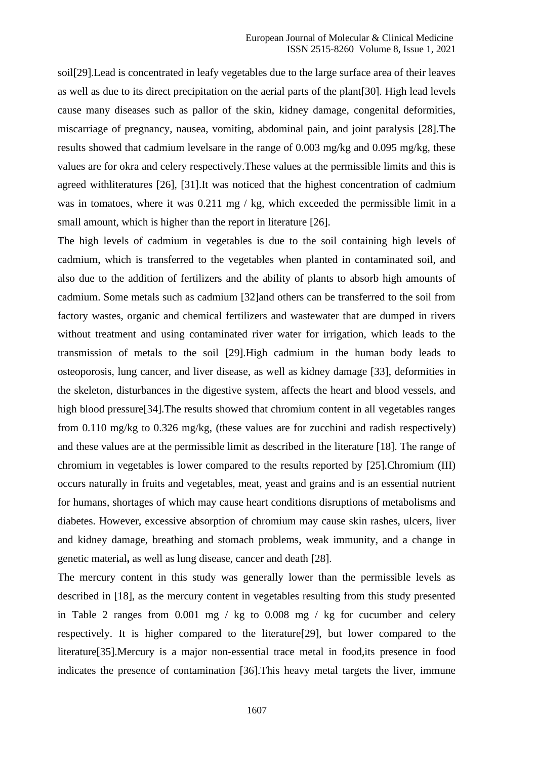soil[29].Lead is concentrated in leafy vegetables due to the large surface area of their leaves as well as due to its direct precipitation on the aerial parts of the plant[30]. High lead levels cause many diseases such as pallor of the skin, kidney damage, congenital deformities, miscarriage of pregnancy, nausea, vomiting, abdominal pain, and joint paralysis [28].The results showed that cadmium levelsare in the range of 0.003 mg/kg and 0.095 mg/kg, these values are for okra and celery respectively.These values at the permissible limits and this is agreed withliteratures [26], [31].It was noticed that the highest concentration of cadmium was in tomatoes, where it was 0.211 mg / kg, which exceeded the permissible limit in a small amount, which is higher than the report in literature [26].

The high levels of cadmium in vegetables is due to the soil containing high levels of cadmium, which is transferred to the vegetables when planted in contaminated soil, and also due to the addition of fertilizers and the ability of plants to absorb high amounts of cadmium. Some metals such as cadmium [32]and others can be transferred to the soil from factory wastes, organic and chemical fertilizers and wastewater that are dumped in rivers without treatment and using contaminated river water for irrigation, which leads to the transmission of metals to the soil [29].High cadmium in the human body leads to osteoporosis, lung cancer, and liver disease, as well as kidney damage [33], deformities in the skeleton, disturbances in the digestive system, affects the heart and blood vessels, and high blood pressure[34].The results showed that chromium content in all vegetables ranges from 0.110 mg/kg to 0.326 mg/kg, (these values are for zucchini and radish respectively) and these values are at the permissible limit as described in the literature [18]. The range of chromium in vegetables is lower compared to the results reported by [25].Chromium (III) occurs naturally in fruits and vegetables, meat, yeast and grains and is an essential nutrient for humans, shortages of which may cause heart conditions disruptions of metabolisms and diabetes. However, excessive absorption of chromium may cause skin rashes, ulcers, liver and kidney damage, breathing and stomach problems, weak immunity, and a change in genetic material**,** as well as lung disease, cancer and death [28].

The mercury content in this study was generally lower than the permissible levels as described in [18], as the mercury content in vegetables resulting from this study presented in Table 2 ranges from 0.001 mg / kg to 0.008 mg / kg for cucumber and celery respectively. It is higher compared to the literature[29], but lower compared to the literature[35].Mercury is a major non-essential trace metal in food,its presence in food indicates the presence of contamination [36].This heavy metal targets the liver, immune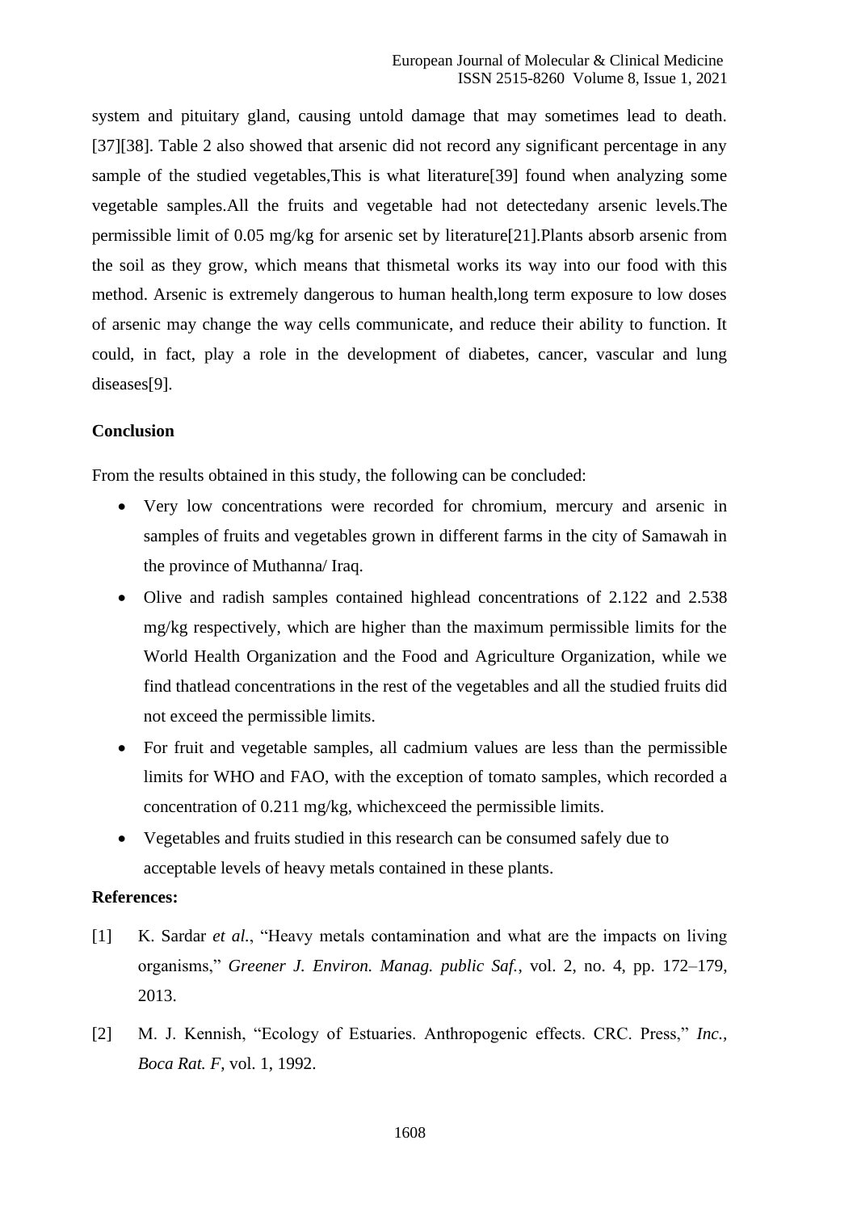system and pituitary gland, causing untold damage that may sometimes lead to death. [37][38]. Table 2 also showed that arsenic did not record any significant percentage in any sample of the studied vegetables,This is what literature[39] found when analyzing some vegetable samples.All the fruits and vegetable had not detectedany arsenic levels.The permissible limit of 0.05 mg/kg for arsenic set by literature[21].Plants absorb arsenic from the soil as they grow, which means that thismetal works its way into our food with this method. Arsenic is extremely dangerous to human health,long term exposure to low doses of arsenic may change the way cells communicate, and reduce their ability to function. It could, in fact, play a role in the development of diabetes, cancer, vascular and lung diseases[9].

**Conclusion**

From the results obtained in this study, the following can be concluded:

- Very low concentrations were recorded for chromium, mercury and arsenic in samples of fruits and vegetables grown in different farms in the city of Samawah in the province of Muthanna/ Iraq.
- Olive and radish samples contained highlead concentrations of 2.122 and 2.538 mg/kg respectively, which are higher than the maximum permissible limits for the World Health Organization and the Food and Agriculture Organization, while we find thatlead concentrations in the rest of the vegetables and all the studied fruits did not exceed the permissible limits.
- For fruit and vegetable samples, all cadmium values are less than the permissible limits for WHO and FAO, with the exception of tomato samples, which recorded a concentration of 0.211 mg/kg, whichexceed the permissible limits.
- Vegetables and fruits studied in this research can be consumed safely due to acceptable levels of heavy metals contained in these plants.

**References:**

[1] K. Sardar *et al.*, "Heavy metals contamination and what are the impacts on living organisms," *Greener J. Environ. Manag. public Saf.*, vol. 2, no. 4, pp. 172–179, 2013.

[2] M. J. Kennish, "Ecology of Estuaries. Anthropogenic effects. CRC. Press," *Inc., Boca Rat. F*, vol. 1, 1992.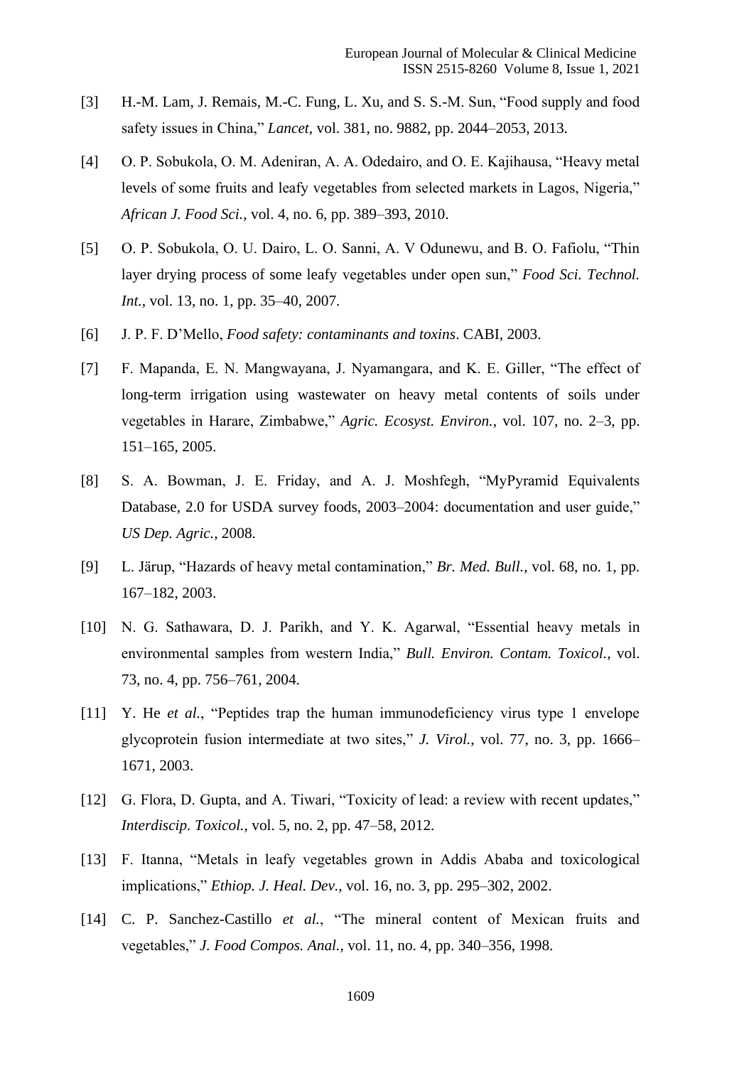[3] H.-M. Lam, J. Remais, M.-C. Fung, L. Xu, and S. S.-M. Sun, "Food supply and food safety issues in China," *Lancet*, vol. 381, no. 9882, pp. 2044–2053, 2013.

[4] O. P. Sobukola, O. M. Adeniran, A. A. Odedairo, and O. E. Kajihausa, "Heavy metal levels of some fruits and leafy vegetables from selected markets in Lagos, Nigeria," *African J. Food Sci.*, vol. 4, no. 6, pp. 389–393, 2010.

[5] O. P. Sobukola, O. U. Dairo, L. O. Sanni, A. V Odunewu, and B. O. Fafiolu, "Thin layer drying process of some leafy vegetables under open sun," *Food Sci. Technol. Int.*, vol. 13, no. 1, pp. 35–40, 2007.

[6] J. P. F. D'Mello, *Food safety: contaminants and toxins*. CABI, 2003.

[7] F. Mapanda, E. N. Mangwayana, J. Nyamangara, and K. E. Giller, "The effect of long-term irrigation using wastewater on heavy metal contents of soils under vegetables in Harare, Zimbabwe," *Agric. Ecosyst. Environ.*, vol. 107, no. 2–3, pp. 151–165, 2005.

[8] S. A. Bowman, J. E. Friday, and A. J. Moshfegh, "MyPyramid Equivalents Database, 2.0 for USDA survey foods, 2003–2004: documentation and user guide," *US Dep. Agric.*, 2008.

[9] L. Järup, "Hazards of heavy metal contamination," *Br. Med. Bull.*, vol. 68, no. 1, pp. 167–182, 2003.

[10] N. G. Sathawara, D. J. Parikh, and Y. K. Agarwal, "Essential heavy metals in environmental samples from western India," *Bull. Environ. Contam. Toxicol.*, vol. 73, no. 4, pp. 756–761, 2004.

[11] Y. He *et al.*, "Peptides trap the human immunodeficiency virus type 1 envelope glycoprotein fusion intermediate at two sites," *J. Virol.*, vol. 77, no. 3, pp. 1666–1671, 2003.

[12] G. Flora, D. Gupta, and A. Tiwari, "Toxicity of lead: a review with recent updates," *Interdiscip. Toxicol.*, vol. 5, no. 2, pp. 47–58, 2012.

[13] F. Itanna, "Metals in leafy vegetables grown in Addis Ababa and toxicological implications," *Ethiop. J. Heal. Dev.*, vol. 16, no. 3, pp. 295–302, 2002.

[14] C. P. Sanchez-Castillo *et al.*, "The mineral content of Mexican fruits and vegetables," *J. Food Compos. Anal.*, vol. 11, no. 4, pp. 340–356, 1998.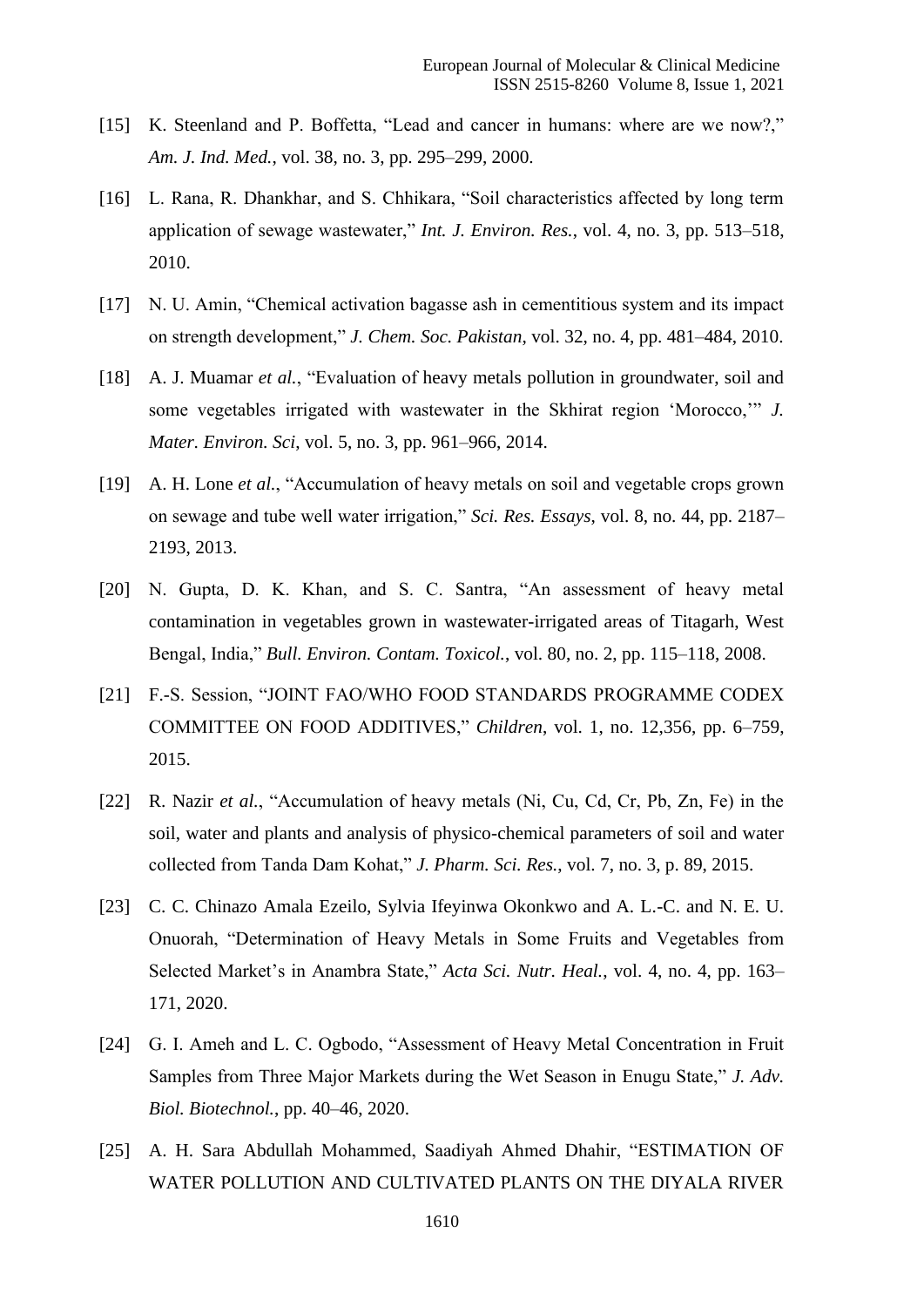[15] K. Steenland and P. Boffetta, "Lead and cancer in humans: where are we now?," *Am. J. Ind. Med.*, vol. 38, no. 3, pp. 295–299, 2000.

[16] L. Rana, R. Dhankhar, and S. Chhikara, "Soil characteristics affected by long term application of sewage wastewater," *Int. J. Environ. Res.*, vol. 4, no. 3, pp. 513–518, 2010.

[17] N. U. Amin, "Chemical activation bagasse ash in cementitious system and its impact on strength development," *J. Chem. Soc. Pakistan*, vol. 32, no. 4, pp. 481–484, 2010.

[18] A. J. Muamar *et al.*, "Evaluation of heavy metals pollution in groundwater, soil and some vegetables irrigated with wastewater in the Skhirat region 'Morocco,'" *J. Mater. Environ. Sci*, vol. 5, no. 3, pp. 961–966, 2014.

[19] A. H. Lone *et al.*, "Accumulation of heavy metals on soil and vegetable crops grown on sewage and tube well water irrigation," *Sci. Res. Essays*, vol. 8, no. 44, pp. 2187–2193, 2013.

[20] N. Gupta, D. K. Khan, and S. C. Santra, "An assessment of heavy metal contamination in vegetables grown in wastewater-irrigated areas of Titagarh, West Bengal, India," *Bull. Environ. Contam. Toxicol.*, vol. 80, no. 2, pp. 115–118, 2008.

[21] F.-S. Session, "JOINT FAO/WHO FOOD STANDARDS PROGRAMME CODEX COMMITTEE ON FOOD ADDITIVES," *Children*, vol. 1, no. 12,356, pp. 6–759, 2015.

[22] R. Nazir *et al.*, "Accumulation of heavy metals (Ni, Cu, Cd, Cr, Pb, Zn, Fe) in the soil, water and plants and analysis of physico-chemical parameters of soil and water collected from Tanda Dam Kohat," *J. Pharm. Sci. Res.*, vol. 7, no. 3, p. 89, 2015.

[23] C. C. Chinazo Amala Ezeilo, Sylvia Ifeyinwa Okonkwo and A. L.-C. and N. E. U. Onuorah, "Determination of Heavy Metals in Some Fruits and Vegetables from Selected Market's in Anambra State," *Acta Sci. Nutr. Heal.*, vol. 4, no. 4, pp. 163–171, 2020.

[24] G. I. Ameh and L. C. Ogbodo, "Assessment of Heavy Metal Concentration in Fruit Samples from Three Major Markets during the Wet Season in Enugu State," *J. Adv. Biol. Biotechnol.*, pp. 40–46, 2020.

[25] A. H. Sara Abdullah Mohammed, Saadiyah Ahmed Dhahir, "ESTIMATION OF WATER POLLUTION AND CULTIVATED PLANTS ON THE DIYALA RIVER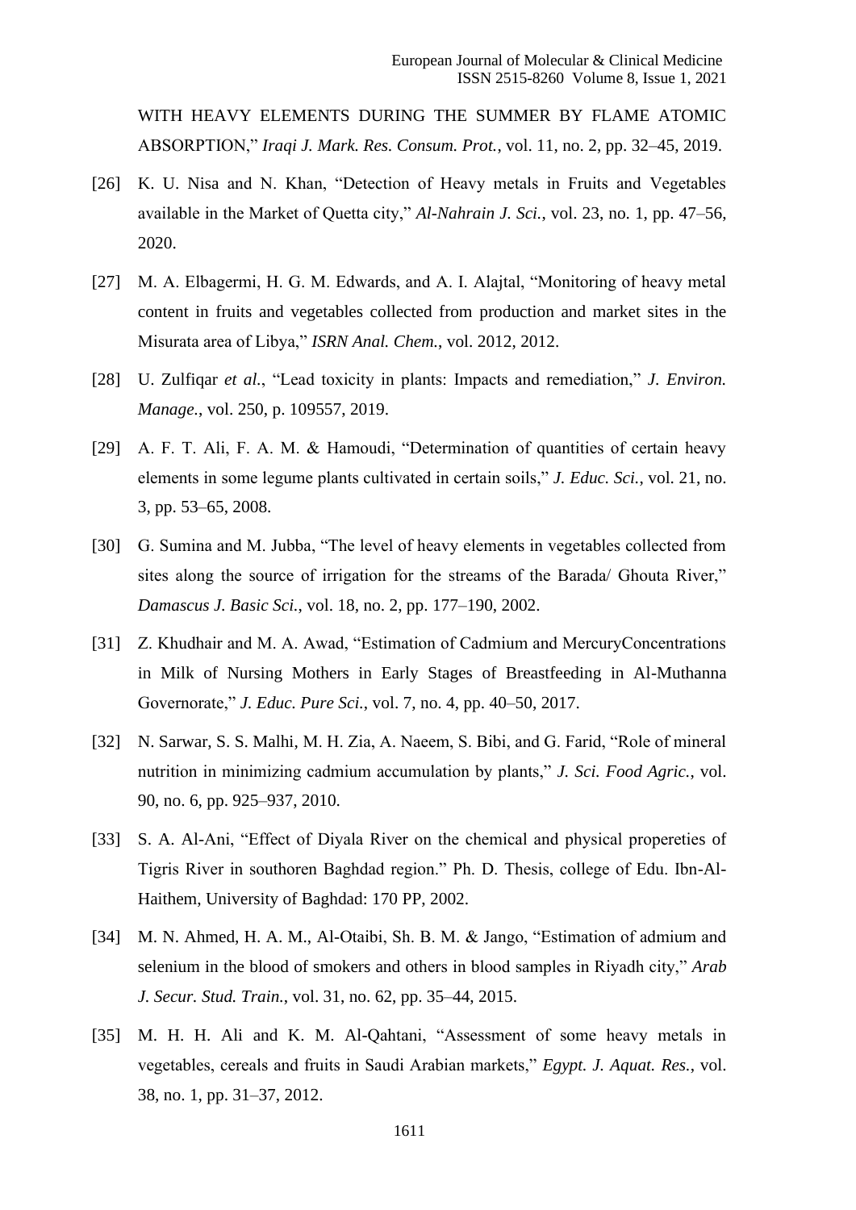WITH HEAVY ELEMENTS DURING THE SUMMER BY FLAME ATOMIC ABSORPTION," *Iraqi J. Mark. Res. Consum. Prot.*, vol. 11, no. 2, pp. 32–45, 2019.

[26] K. U. Nisa and N. Khan, "Detection of Heavy metals in Fruits and Vegetables available in the Market of Quetta city," *Al-Nahrain J. Sci.*, vol. 23, no. 1, pp. 47–56, 2020.

[27] M. A. Elbagermi, H. G. M. Edwards, and A. I. Alajtal, "Monitoring of heavy metal content in fruits and vegetables collected from production and market sites in the Misurata area of Libya," *ISRN Anal. Chem.*, vol. 2012, 2012.

[28] U. Zulfiqar *et al.*, "Lead toxicity in plants: Impacts and remediation," *J. Environ. Manage.*, vol. 250, p. 109557, 2019.

[29] A. F. T. Ali, F. A. M. & Hamoudi, "Determination of quantities of certain heavy elements in some legume plants cultivated in certain soils," *J. Educ. Sci.*, vol. 21, no. 3, pp. 53–65, 2008.

[30] G. Sumina and M. Jubba, "The level of heavy elements in vegetables collected from sites along the source of irrigation for the streams of the Barada/ Ghouta River," *Damascus J. Basic Sci.*, vol. 18, no. 2, pp. 177–190, 2002.

[31] Z. Khudhair and M. A. Awad, "Estimation of Cadmium and MercuryConcentrations in Milk of Nursing Mothers in Early Stages of Breastfeeding in Al-Muthanna Governorate," *J. Educ. Pure Sci.*, vol. 7, no. 4, pp. 40–50, 2017.

[32] N. Sarwar, S. S. Malhi, M. H. Zia, A. Naeem, S. Bibi, and G. Farid, "Role of mineral nutrition in minimizing cadmium accumulation by plants," *J. Sci. Food Agric.*, vol. 90, no. 6, pp. 925–937, 2010.

[33] S. A. Al-Ani, "Effect of Diyala River on the chemical and physical propereties of Tigris River in southoren Baghdad region." Ph. D. Thesis, college of Edu. Ibn-Al-Haithem, University of Baghdad: 170 PP, 2002.

[34] M. N. Ahmed, H. A. M., Al-Otaibi, Sh. B. M. & Jango, "Estimation of admium and selenium in the blood of smokers and others in blood samples in Riyadh city," *Arab J. Secur. Stud. Train.*, vol. 31, no. 62, pp. 35–44, 2015.

[35] M. H. H. Ali and K. M. Al-Qahtani, "Assessment of some heavy metals in vegetables, cereals and fruits in Saudi Arabian markets," *Egypt. J. Aquat. Res.*, vol. 38, no. 1, pp. 31–37, 2012.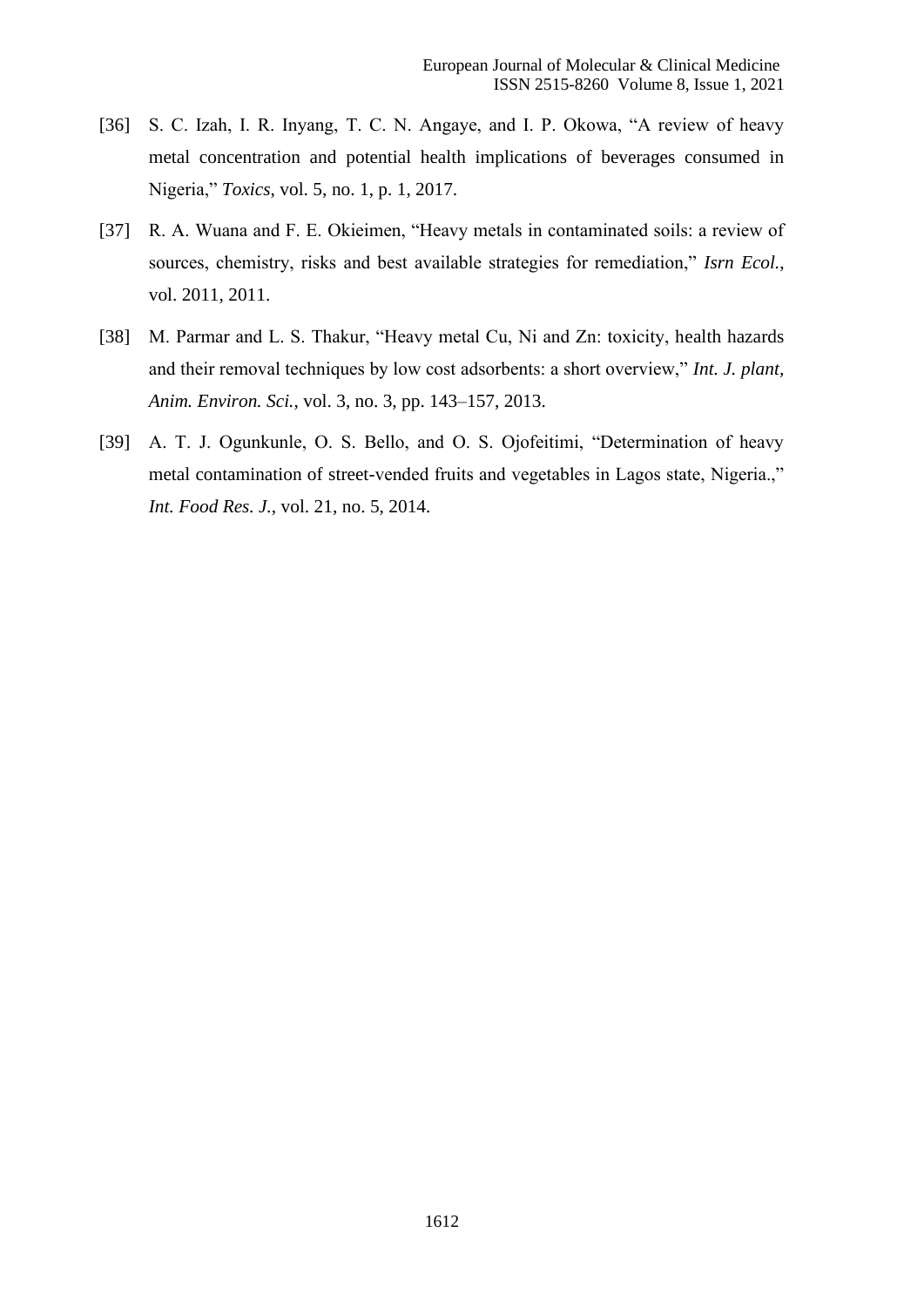[36] S. C. Izah, I. R. Inyang, T. C. N. Angaye, and I. P. Okowa, "A review of heavy metal concentration and potential health implications of beverages consumed in Nigeria," *Toxics*, vol. 5, no. 1, p. 1, 2017.

[37] R. A. Wuana and F. E. Okieimen, "Heavy metals in contaminated soils: a review of sources, chemistry, risks and best available strategies for remediation," *Isrn Ecol.*, vol. 2011, 2011.

[38] M. Parmar and L. S. Thakur, "Heavy metal Cu, Ni and Zn: toxicity, health hazards and their removal techniques by low cost adsorbents: a short overview," *Int. J. plant, Anim. Environ. Sci.*, vol. 3, no. 3, pp. 143–157, 2013.

[39] A. T. J. Ogunkunle, O. S. Bello, and O. S. Ojofeitimi, "Determination of heavy metal contamination of street-vended fruits and vegetables in Lagos state, Nigeria.," *Int. Food Res. J.*, vol. 21, no. 5, 2014.